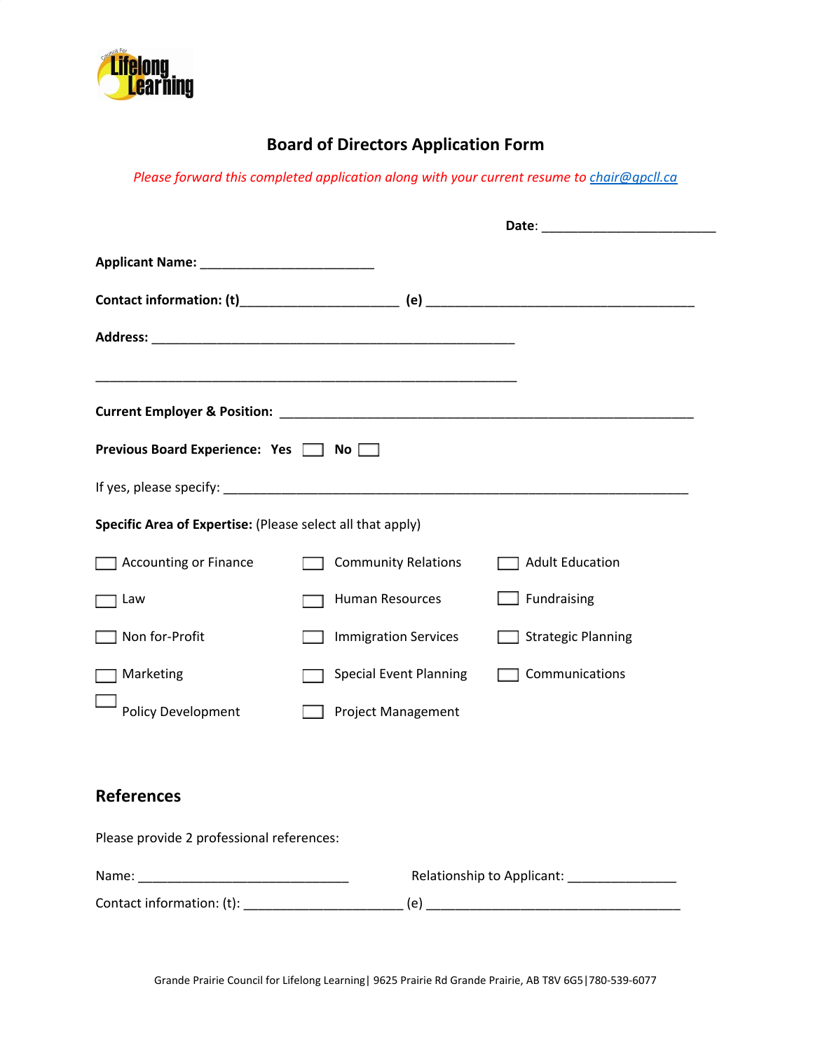# Board of Directors Application Form

*Please forward this completed application along with your current resume to [chair@gpcll.ca](mailto:chair@gpcll.ca)*

**Date**: ________________________

**Applicant Name:** ________________________

**Contact information: (t)**_____________________ **(e)** _____________________________________

**Address:** __________________________________________________

__________________________________________________________

**Current Employer & Position:** _________________________________________________________

**Previous Board Experience: Yes** ☐ **No** ☐

If yes, please specify: ________________________________________________________________

**Specific Area of Expertise:** (Please select all that apply)

| | | |
|---|---|---|
| ☐ Accounting or Finance | ☐ Community Relations | ☐ Adult Education |
| ☐ Law | ☐ Human Resources | ☐ Fundraising |
| ☐ Non for-Profit | ☐ Immigration Services | ☐ Strategic Planning |
| ☐ Marketing | ☐ Special Event Planning | ☐ Communications |
| ☐ Policy Development | ☐ Project Management | |

## References

Please provide 2 professional references:

Name: _____________________________ Relationship to Applicant: _______________

Contact information: (t): _____________________ (e) ___________________________________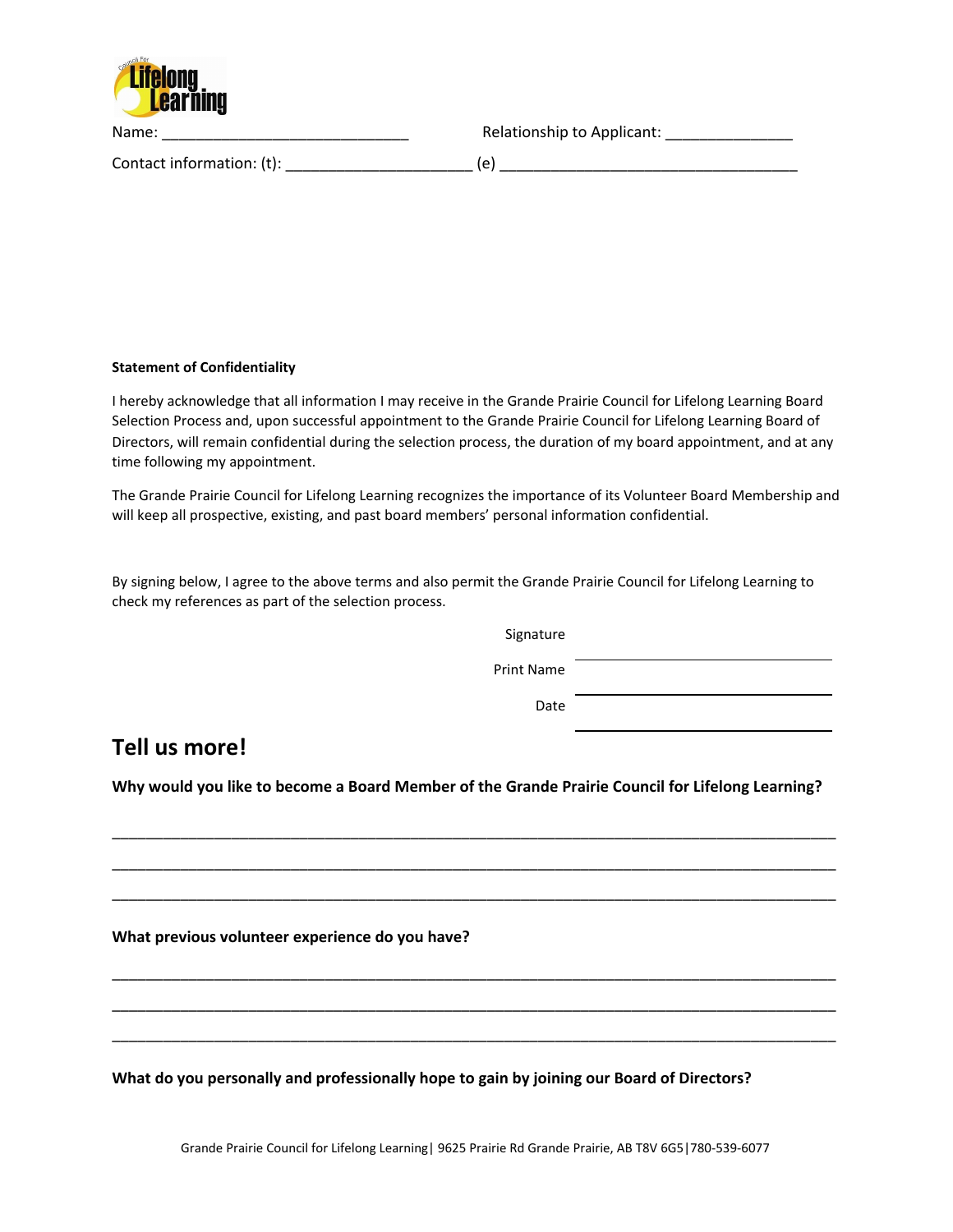Name: _____________________________ Relationship to Applicant: _______________

Contact information: (t): ______________________ (e) ___________________________________

**Statement of Confidentiality**

I hereby acknowledge that all information I may receive in the Grande Prairie Council for Lifelong Learning Board Selection Process and, upon successful appointment to the Grande Prairie Council for Lifelong Learning Board of Directors, will remain confidential during the selection process, the duration of my board appointment, and at any time following my appointment.

The Grande Prairie Council for Lifelong Learning recognizes the importance of its Volunteer Board Membership and will keep all prospective, existing, and past board members' personal information confidential.

By signing below, I agree to the above terms and also permit the Grande Prairie Council for Lifelong Learning to check my references as part of the selection process.

Signature ______________________________

Print Name ______________________________

Date ______________________________

## Tell us more!

**Why would you like to become a Board Member of the Grande Prairie Council for Lifelong Learning?**

_____________________________________________________________________________________

_____________________________________________________________________________________

_____________________________________________________________________________________

**What previous volunteer experience do you have?**

_____________________________________________________________________________________

_____________________________________________________________________________________

_____________________________________________________________________________________

**What do you personally and professionally hope to gain by joining our Board of Directors?**

Grande Prairie Council for Lifelong Learning| 9625 Prairie Rd Grande Prairie, AB T8V 6G5|780-539-6077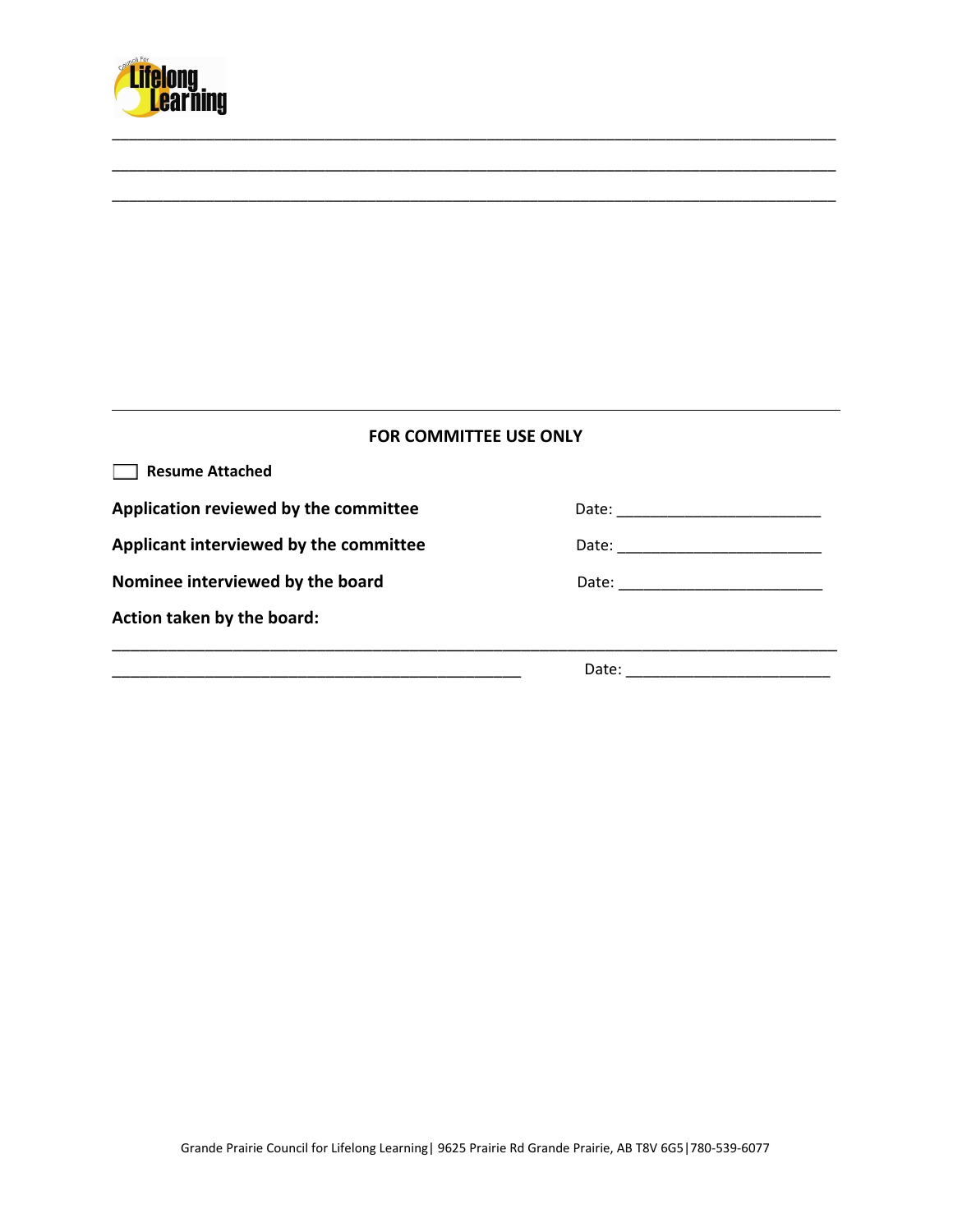______________________________________________________________________________

______________________________________________________________________________

______________________________________________________________________________

---

**FOR COMMITTEE USE ONLY**

☐ **Resume Attached**

**Application reviewed by the committee** Date: ________________________

**Applicant interviewed by the committee** Date: ________________________

**Nominee interviewed by the board** Date: ________________________

**Action taken by the board:**

______________________________________________________________________________

_______________________________________________ Date: ________________________

Grande Prairie Council for Lifelong Learning| 9625 Prairie Rd Grande Prairie, AB T8V 6G5|780-539-6077